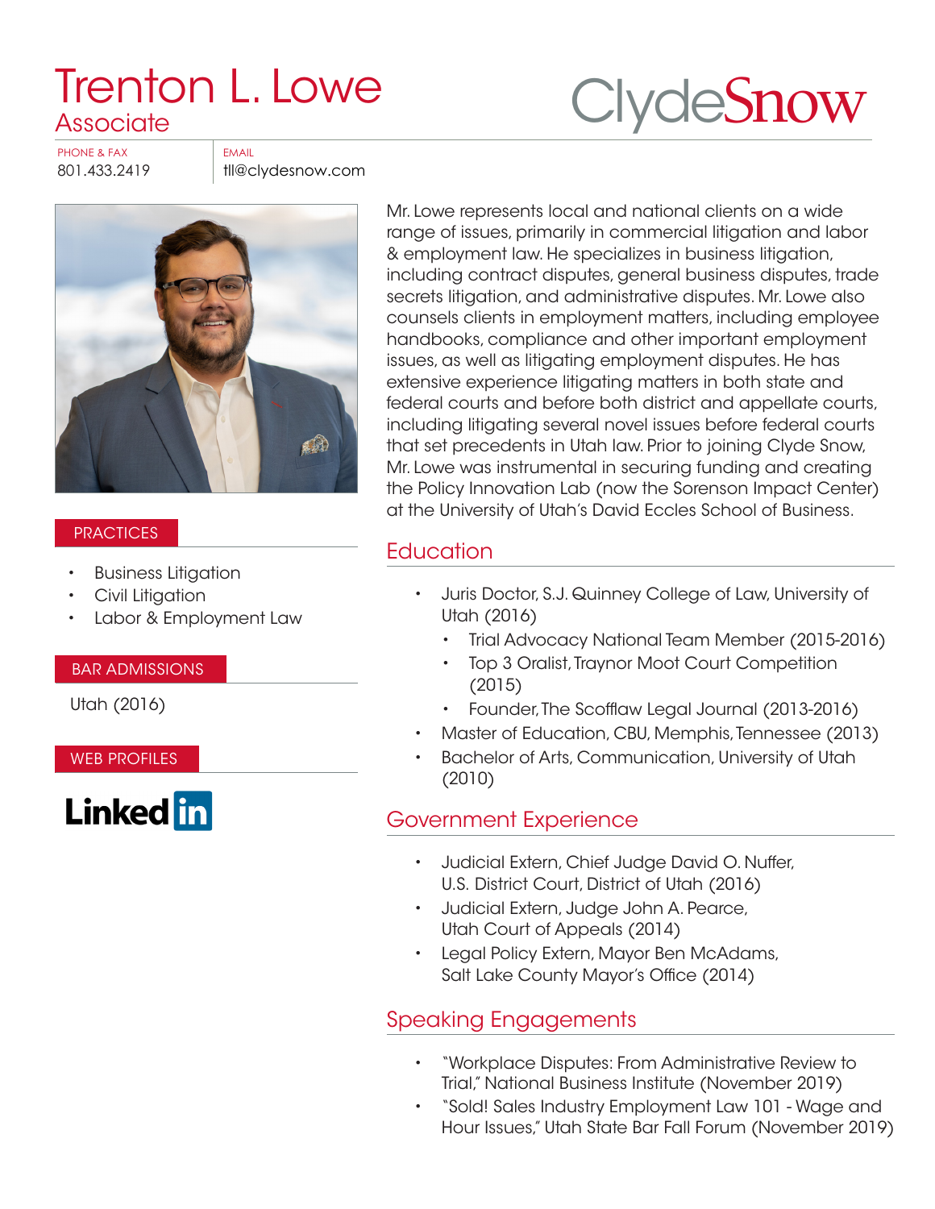# Trenton L. Lowe

## Associate

ClydeSnow

PHONE & FAX
801.433.2419

EMAIL
tll@clydesnow.com

Mr. Lowe represents local and national clients on a wide range of issues, primarily in commercial litigation and labor & employment law. He specializes in business litigation, including contract disputes, general business disputes, trade secrets litigation, and administrative disputes. Mr. Lowe also counsels clients in employment matters, including employee handbooks, compliance and other important employment issues, as well as litigating employment disputes. He has extensive experience litigating matters in both state and federal courts and before both district and appellate courts, including litigating several novel issues before federal courts that set precedents in Utah law. Prior to joining Clyde Snow, Mr. Lowe was instrumental in securing funding and creating the Policy Innovation Lab (now the Sorenson Impact Center) at the University of Utah's David Eccles School of Business.

### PRACTICES

- Business Litigation
- Civil Litigation
- Labor & Employment Law

### BAR ADMISSIONS

Utah (2016)

### WEB PROFILES

LinkedIn

## Education

- Juris Doctor, S.J. Quinney College of Law, University of Utah (2016)
  - Trial Advocacy National Team Member (2015-2016)
  - Top 3 Oralist, Traynor Moot Court Competition (2015)
  - Founder, The Scofflaw Legal Journal (2013-2016)
- Master of Education, CBU, Memphis, Tennessee (2013)
- Bachelor of Arts, Communication, University of Utah (2010)

## Government Experience

- Judicial Extern, Chief Judge David O. Nuffer, U.S. District Court, District of Utah (2016)
- Judicial Extern, Judge John A. Pearce, Utah Court of Appeals (2014)
- Legal Policy Extern, Mayor Ben McAdams, Salt Lake County Mayor's Office (2014)

## Speaking Engagements

- "Workplace Disputes: From Administrative Review to Trial," National Business Institute (November 2019)
- "Sold! Sales Industry Employment Law 101 - Wage and Hour Issues," Utah State Bar Fall Forum (November 2019)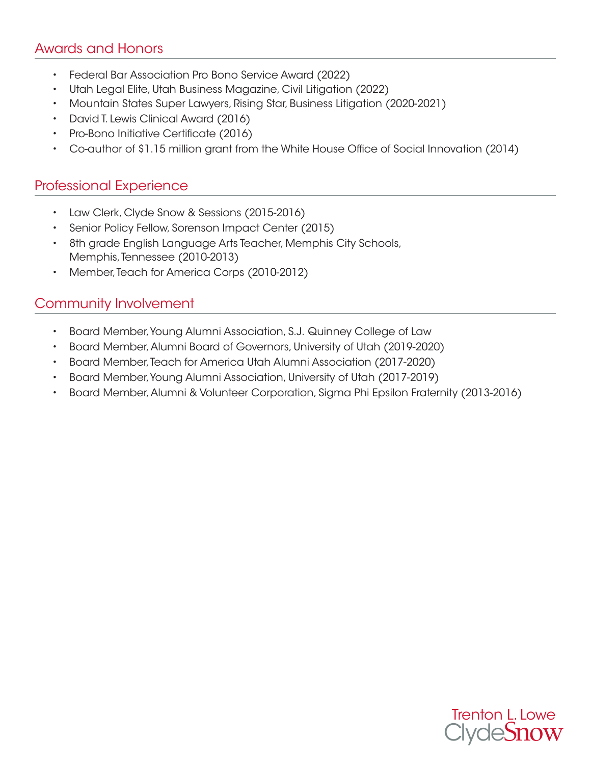## Awards and Honors

- Federal Bar Association Pro Bono Service Award (2022)
- Utah Legal Elite, Utah Business Magazine, Civil Litigation (2022)
- Mountain States Super Lawyers, Rising Star, Business Litigation (2020-2021)
- David T. Lewis Clinical Award (2016)
- Pro-Bono Initiative Certificate (2016)
- Co-author of $1.15 million grant from the White House Office of Social Innovation (2014)

## Professional Experience

- Law Clerk, Clyde Snow & Sessions (2015-2016)
- Senior Policy Fellow, Sorenson Impact Center (2015)
- 8th grade English Language Arts Teacher, Memphis City Schools, Memphis, Tennessee (2010-2013)
- Member, Teach for America Corps (2010-2012)

## Community Involvement

- Board Member, Young Alumni Association, S.J. Quinney College of Law
- Board Member, Alumni Board of Governors, University of Utah (2019-2020)
- Board Member, Teach for America Utah Alumni Association (2017-2020)
- Board Member, Young Alumni Association, University of Utah (2017-2019)
- Board Member, Alumni & Volunteer Corporation, Sigma Phi Epsilon Fraternity (2013-2016)